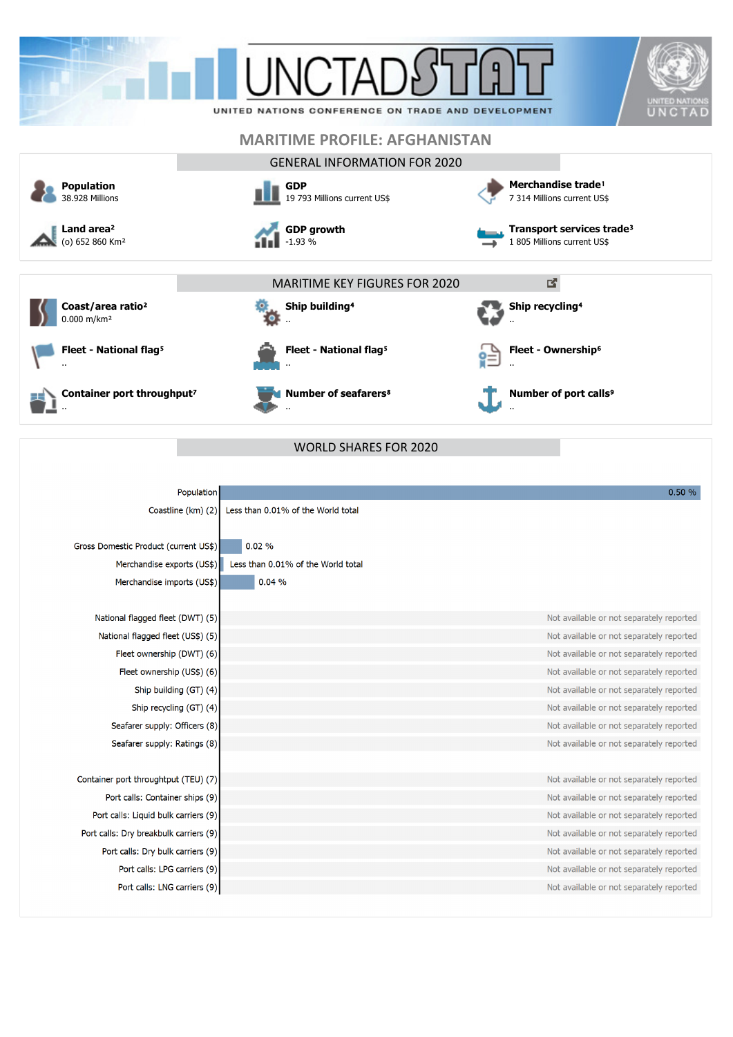# UNCTADSTAT

UNITED NATIONS CONFERENCE ON TRADE AND DEVELOPMENT

## MARITIME PROFILE: AFGHANISTAN

### GENERAL INFORMATION FOR 2020

**Population**
38.928 Millions

**GDP**
19 793 Millions current US$

**Merchandise trade**[1]
7 314 Millions current US$

**Land area**[2]
(o) 652 860 Km²

**GDP growth**
-1.93 %

**Transport services trade**[3]
1 805 Millions current US$

### MARITIME KEY FIGURES FOR 2020

**Coast/area ratio**[2]
0.000 m/km²

**Ship building**[4]
..

**Ship recycling**[4]
..

**Fleet - National flag**[5]
..

**Fleet - National flag**[5]
..

**Fleet - Ownership**[6]
..

**Container port throughput**[7]
..

**Number of seafarers**[8]
..

**Number of port calls**[9]
..

### WORLD SHARES FOR 2020

| Indicator | World share |
|---|---|
| Population | 0.50 % |
| Coastline (km) (2) | Less than 0.01% of the World total |
| Gross Domestic Product (current US$) | 0.02 % |
| Merchandise exports (US$) | Less than 0.01% of the World total |
| Merchandise imports (US$) | 0.04 % |
| National flagged fleet (DWT) (5) | Not available or not separately reported |
| National flagged fleet (US$) (5) | Not available or not separately reported |
| Fleet ownership (DWT) (6) | Not available or not separately reported |
| Fleet ownership (US$) (6) | Not available or not separately reported |
| Ship building (GT) (4) | Not available or not separately reported |
| Ship recycling (GT) (4) | Not available or not separately reported |
| Seafarer supply: Officers (8) | Not available or not separately reported |
| Seafarer supply: Ratings (8) | Not available or not separately reported |
| Container port throughtput (TEU) (7) | Not available or not separately reported |
| Port calls: Container ships (9) | Not available or not separately reported |
| Port calls: Liquid bulk carriers (9) | Not available or not separately reported |
| Port calls: Dry breakbulk carriers (9) | Not available or not separately reported |
| Port calls: Dry bulk carriers (9) | Not available or not separately reported |
| Port calls: LPG carriers (9) | Not available or not separately reported |
| Port calls: LNG carriers (9) | Not available or not separately reported |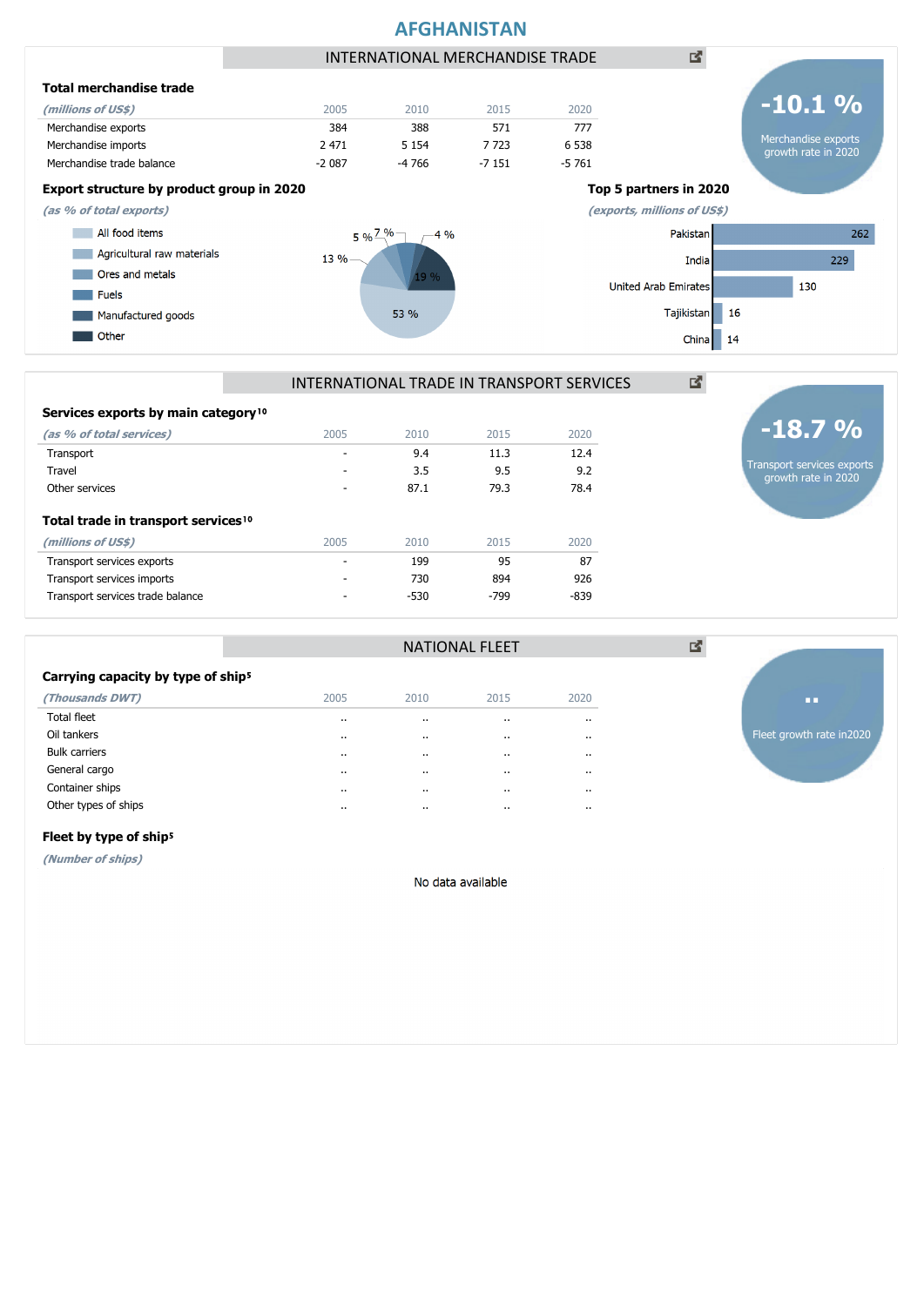# AFGHANISTAN

## INTERNATIONAL MERCHANDISE TRADE

**-10.1 %**
Merchandise exports growth rate in 2020

### Total merchandise trade

| *(millions of US$)* | 2005 | 2010 | 2015 | 2020 |
|---|---|---|---|---|
| Merchandise exports | 384 | 388 | 571 | 777 |
| Merchandise imports | 2 471 | 5 154 | 7 723 | 6 538 |
| Merchandise trade balance | -2 087 | -4 766 | -7 151 | -5 761 |

### Export structure by product group in 2020

*(as % of total exports)*

| Product group | % |
|---|---|
| All food items | 53 % |
| Agricultural raw materials | 13 % |
| Ores and metals | 5 % |
| Fuels | 7 % |
| Manufactured goods | 4 % |
| Other | 19 % |

### Top 5 partners in 2020

*(exports, millions of US$)*

| Partner | Exports |
|---|---|
| Pakistan | 262 |
| India | 229 |
| United Arab Emirates | 130 |
| Tajikistan | 16 |
| China | 14 |

## INTERNATIONAL TRADE IN TRANSPORT SERVICES

**-18.7 %**
Transport services exports growth rate in 2020

### Services exports by main category[10]

| *(as % of total services)* | 2005 | 2010 | 2015 | 2020 |
|---|---|---|---|---|
| Transport | - | 9.4 | 11.3 | 12.4 |
| Travel | - | 3.5 | 9.5 | 9.2 |
| Other services | - | 87.1 | 79.3 | 78.4 |

### Total trade in transport services[10]

| *(millions of US$)* | 2005 | 2010 | 2015 | 2020 |
|---|---|---|---|---|
| Transport services exports | - | 199 | 95 | 87 |
| Transport services imports | - | 730 | 894 | 926 |
| Transport services trade balance | - | -530 | -799 | -839 |

## NATIONAL FLEET

**..**
Fleet growth rate in2020

### Carrying capacity by type of ship[5]

| *(Thousands DWT)* | 2005 | 2010 | 2015 | 2020 |
|---|---|---|---|---|
| Total fleet | .. | .. | .. | .. |
| Oil tankers | .. | .. | .. | .. |
| Bulk carriers | .. | .. | .. | .. |
| General cargo | .. | .. | .. | .. |
| Container ships | .. | .. | .. | .. |
| Other types of ships | .. | .. | .. | .. |

### Fleet by type of ship[5]

*(Number of ships)*

No data available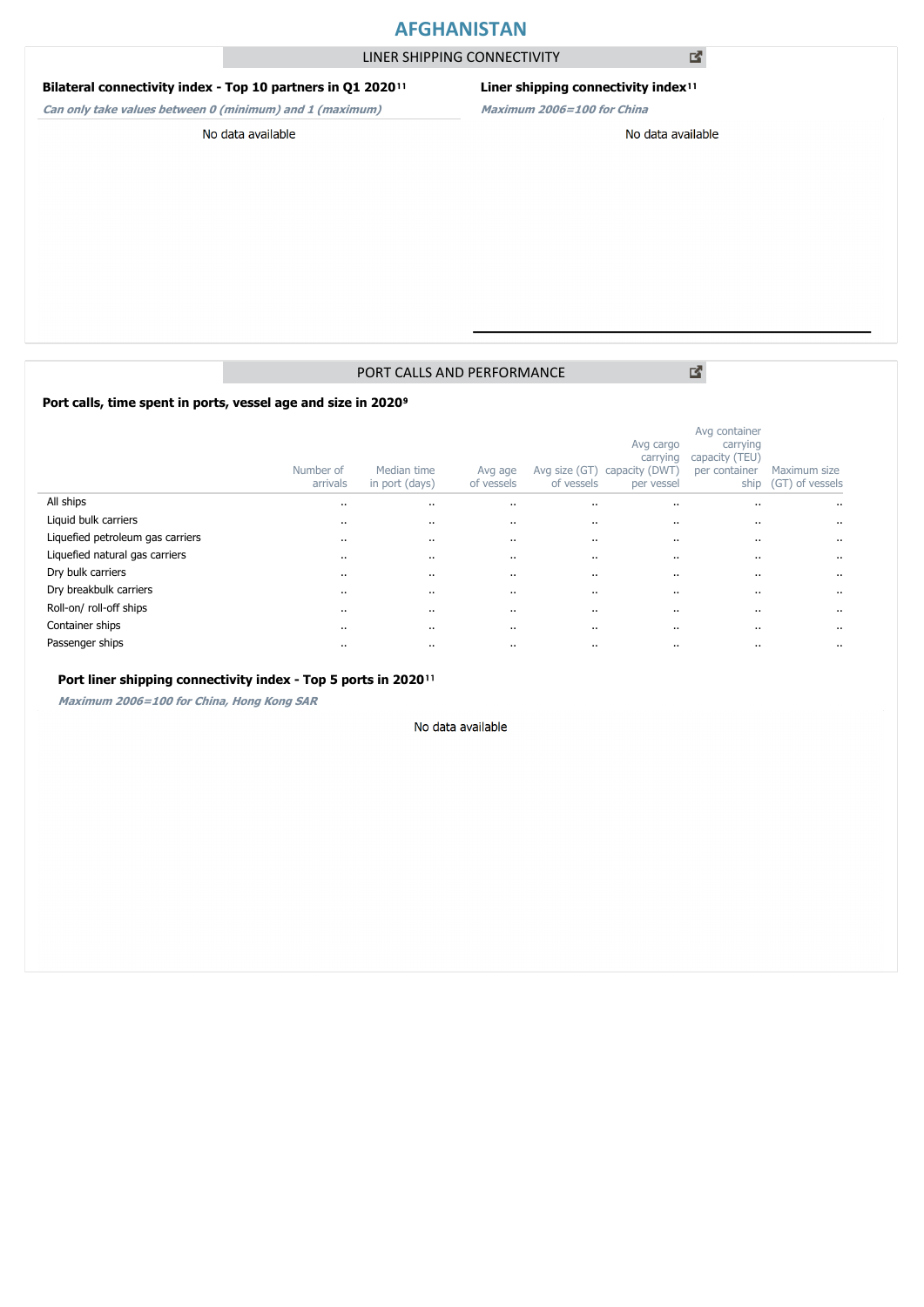# AFGHANISTAN

## LINER SHIPPING CONNECTIVITY

### Bilateral connectivity index - Top 10 partners in Q1 2020[11]

*Can only take values between 0 (minimum) and 1 (maximum)*

No data available

### Liner shipping connectivity index[11]

*Maximum 2006=100 for China*

No data available

## PORT CALLS AND PERFORMANCE

### Port calls, time spent in ports, vessel age and size in 2020[9]

| | Number of arrivals | Median time in port (days) | Avg age of vessels | Avg size (GT) of vessels | Avg cargo carrying capacity (DWT) per vessel | Avg container carrying capacity (TEU) per container ship | Maximum size (GT) of vessels |
|---|---|---|---|---|---|---|---|
| All ships | .. | .. | .. | .. | .. | .. | .. |
| Liquid bulk carriers | .. | .. | .. | .. | .. | .. | .. |
| Liquefied petroleum gas carriers | .. | .. | .. | .. | .. | .. | .. |
| Liquefied natural gas carriers | .. | .. | .. | .. | .. | .. | .. |
| Dry bulk carriers | .. | .. | .. | .. | .. | .. | .. |
| Dry breakbulk carriers | .. | .. | .. | .. | .. | .. | .. |
| Roll-on/ roll-off ships | .. | .. | .. | .. | .. | .. | .. |
| Container ships | .. | .. | .. | .. | .. | .. | .. |
| Passenger ships | .. | .. | .. | .. | .. | .. | .. |

### Port liner shipping connectivity index - Top 5 ports in 2020[11]

*Maximum 2006=100 for China, Hong Kong SAR*

No data available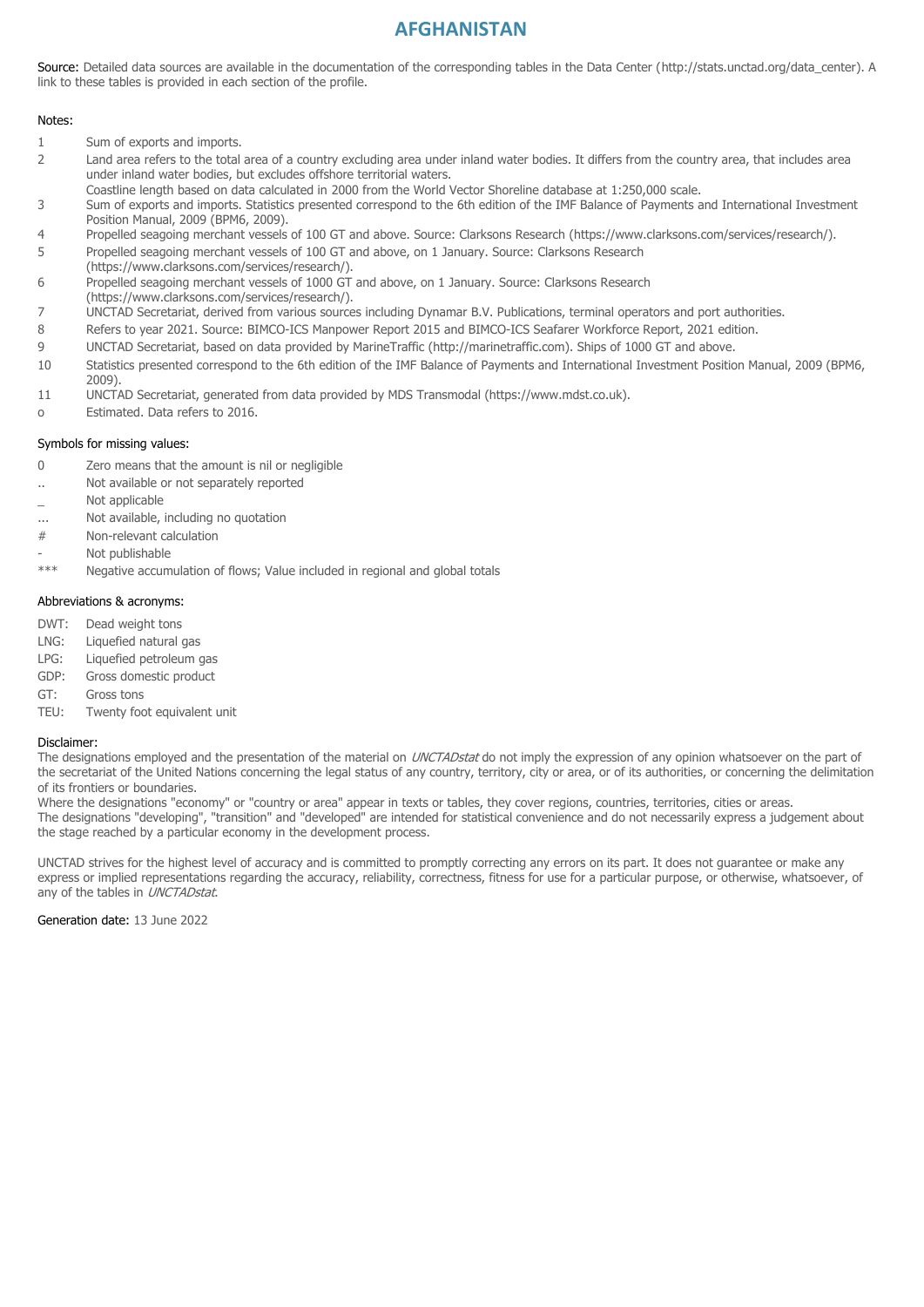# AFGHANISTAN

Source: Detailed data sources are available in the documentation of the corresponding tables in the Data Center (http://stats.unctad.org/data_center). A link to these tables is provided in each section of the profile.

Notes:

| | |
|---|---|
| 1 | Sum of exports and imports. |
| 2 | Land area refers to the total area of a country excluding area under inland water bodies. It differs from the country area, that includes area under inland water bodies, but excludes offshore territorial waters. Coastline length based on data calculated in 2000 from the World Vector Shoreline database at 1:250,000 scale. |
| 3 | Sum of exports and imports. Statistics presented correspond to the 6th edition of the IMF Balance of Payments and International Investment Position Manual, 2009 (BPM6, 2009). |
| 4 | Propelled seagoing merchant vessels of 100 GT and above. Source: Clarksons Research (https://www.clarksons.com/services/research/). |
| 5 | Propelled seagoing merchant vessels of 100 GT and above, on 1 January. Source: Clarksons Research (https://www.clarksons.com/services/research/). |
| 6 | Propelled seagoing merchant vessels of 1000 GT and above, on 1 January. Source: Clarksons Research (https://www.clarksons.com/services/research/). |
| 7 | UNCTAD Secretariat, derived from various sources including Dynamar B.V. Publications, terminal operators and port authorities. |
| 8 | Refers to year 2021. Source: BIMCO-ICS Manpower Report 2015 and BIMCO-ICS Seafarer Workforce Report, 2021 edition. |
| 9 | UNCTAD Secretariat, based on data provided by MarineTraffic (http://marinetraffic.com). Ships of 1000 GT and above. |
| 10 | Statistics presented correspond to the 6th edition of the IMF Balance of Payments and International Investment Position Manual, 2009 (BPM6, 2009). |
| 11 | UNCTAD Secretariat, generated from data provided by MDS Transmodal (https://www.mdst.co.uk). |
| o | Estimated. Data refers to 2016. |

Symbols for missing values:

| | |
|---|---|
| 0 | Zero means that the amount is nil or negligible |
| .. | Not available or not separately reported |
| _ | Not applicable |
| ... | Not available, including no quotation |
| # | Non-relevant calculation |
| - | Not publishable |
| *** | Negative accumulation of flows; Value included in regional and global totals |

Abbreviations & acronyms:

| | |
|---|---|
| DWT: | Dead weight tons |
| LNG: | Liquefied natural gas |
| LPG: | Liquefied petroleum gas |
| GDP: | Gross domestic product |
| GT: | Gross tons |
| TEU: | Twenty foot equivalent unit |

Disclaimer:
The designations employed and the presentation of the material on *UNCTADstat* do not imply the expression of any opinion whatsoever on the part of the secretariat of the United Nations concerning the legal status of any country, territory, city or area, or of its authorities, or concerning the delimitation of its frontiers or boundaries.
Where the designations "economy" or "country or area" appear in texts or tables, they cover regions, countries, territories, cities or areas.
The designations "developing", "transition" and "developed" are intended for statistical convenience and do not necessarily express a judgement about the stage reached by a particular economy in the development process.

UNCTAD strives for the highest level of accuracy and is committed to promptly correcting any errors on its part. It does not guarantee or make any express or implied representations regarding the accuracy, reliability, correctness, fitness for use for a particular purpose, or otherwise, whatsoever, of any of the tables in *UNCTADstat*.

Generation date: 13 June 2022